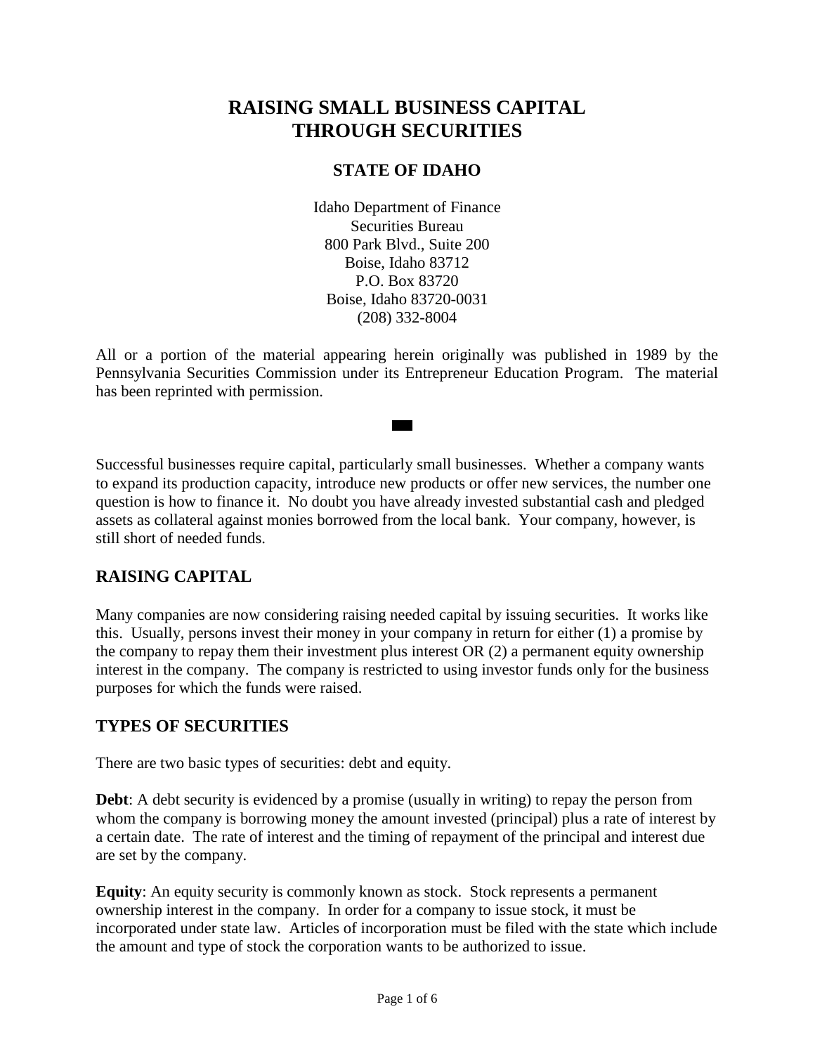# RAISING SMALL BUSINESS CAPITAL THROUGH SECURITIES

## STATE OF IDAHO

Idaho Department of Finance
Securities Bureau
800 Park Blvd., Suite 200
Boise, Idaho 83712
P.O. Box 83720
Boise, Idaho 83720-0031
(208) 332-8004

All or a portion of the material appearing herein originally was published in 1989 by the Pennsylvania Securities Commission under its Entrepreneur Education Program. The material has been reprinted with permission.

Successful businesses require capital, particularly small businesses. Whether a company wants to expand its production capacity, introduce new products or offer new services, the number one question is how to finance it. No doubt you have already invested substantial cash and pledged assets as collateral against monies borrowed from the local bank. Your company, however, is still short of needed funds.

## RAISING CAPITAL

Many companies are now considering raising needed capital by issuing securities. It works like this. Usually, persons invest their money in your company in return for either (1) a promise by the company to repay them their investment plus interest OR (2) a permanent equity ownership interest in the company. The company is restricted to using investor funds only for the business purposes for which the funds were raised.

## TYPES OF SECURITIES

There are two basic types of securities: debt and equity.

**Debt**: A debt security is evidenced by a promise (usually in writing) to repay the person from whom the company is borrowing money the amount invested (principal) plus a rate of interest by a certain date. The rate of interest and the timing of repayment of the principal and interest due are set by the company.

**Equity**: An equity security is commonly known as stock. Stock represents a permanent ownership interest in the company. In order for a company to issue stock, it must be incorporated under state law. Articles of incorporation must be filed with the state which include the amount and type of stock the corporation wants to be authorized to issue.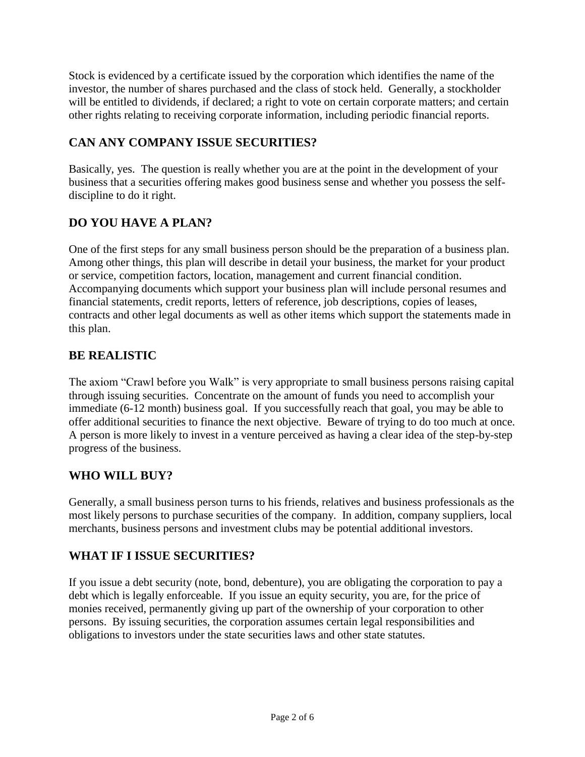Stock is evidenced by a certificate issued by the corporation which identifies the name of the investor, the number of shares purchased and the class of stock held. Generally, a stockholder will be entitled to dividends, if declared; a right to vote on certain corporate matters; and certain other rights relating to receiving corporate information, including periodic financial reports.

## CAN ANY COMPANY ISSUE SECURITIES?

Basically, yes. The question is really whether you are at the point in the development of your business that a securities offering makes good business sense and whether you possess the self-discipline to do it right.

## DO YOU HAVE A PLAN?

One of the first steps for any small business person should be the preparation of a business plan. Among other things, this plan will describe in detail your business, the market for your product or service, competition factors, location, management and current financial condition. Accompanying documents which support your business plan will include personal resumes and financial statements, credit reports, letters of reference, job descriptions, copies of leases, contracts and other legal documents as well as other items which support the statements made in this plan.

## BE REALISTIC

The axiom "Crawl before you Walk" is very appropriate to small business persons raising capital through issuing securities. Concentrate on the amount of funds you need to accomplish your immediate (6-12 month) business goal. If you successfully reach that goal, you may be able to offer additional securities to finance the next objective. Beware of trying to do too much at once. A person is more likely to invest in a venture perceived as having a clear idea of the step-by-step progress of the business.

## WHO WILL BUY?

Generally, a small business person turns to his friends, relatives and business professionals as the most likely persons to purchase securities of the company. In addition, company suppliers, local merchants, business persons and investment clubs may be potential additional investors.

## WHAT IF I ISSUE SECURITIES?

If you issue a debt security (note, bond, debenture), you are obligating the corporation to pay a debt which is legally enforceable. If you issue an equity security, you are, for the price of monies received, permanently giving up part of the ownership of your corporation to other persons. By issuing securities, the corporation assumes certain legal responsibilities and obligations to investors under the state securities laws and other state statutes.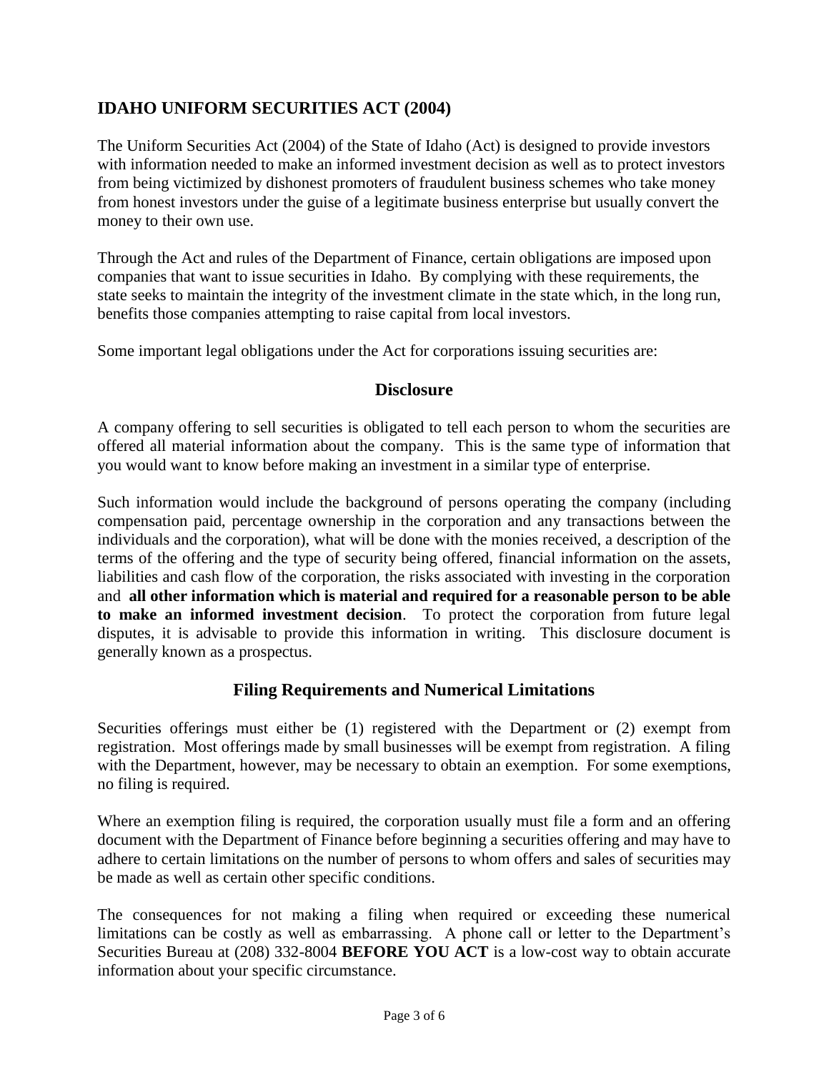## IDAHO UNIFORM SECURITIES ACT (2004)

The Uniform Securities Act (2004) of the State of Idaho (Act) is designed to provide investors with information needed to make an informed investment decision as well as to protect investors from being victimized by dishonest promoters of fraudulent business schemes who take money from honest investors under the guise of a legitimate business enterprise but usually convert the money to their own use.

Through the Act and rules of the Department of Finance, certain obligations are imposed upon companies that want to issue securities in Idaho. By complying with these requirements, the state seeks to maintain the integrity of the investment climate in the state which, in the long run, benefits those companies attempting to raise capital from local investors.

Some important legal obligations under the Act for corporations issuing securities are:

### Disclosure

A company offering to sell securities is obligated to tell each person to whom the securities are offered all material information about the company. This is the same type of information that you would want to know before making an investment in a similar type of enterprise.

Such information would include the background of persons operating the company (including compensation paid, percentage ownership in the corporation and any transactions between the individuals and the corporation), what will be done with the monies received, a description of the terms of the offering and the type of security being offered, financial information on the assets, liabilities and cash flow of the corporation, the risks associated with investing in the corporation and **all other information which is material and required for a reasonable person to be able to make an informed investment decision**. To protect the corporation from future legal disputes, it is advisable to provide this information in writing. This disclosure document is generally known as a prospectus.

### Filing Requirements and Numerical Limitations

Securities offerings must either be (1) registered with the Department or (2) exempt from registration. Most offerings made by small businesses will be exempt from registration. A filing with the Department, however, may be necessary to obtain an exemption. For some exemptions, no filing is required.

Where an exemption filing is required, the corporation usually must file a form and an offering document with the Department of Finance before beginning a securities offering and may have to adhere to certain limitations on the number of persons to whom offers and sales of securities may be made as well as certain other specific conditions.

The consequences for not making a filing when required or exceeding these numerical limitations can be costly as well as embarrassing. A phone call or letter to the Department's Securities Bureau at (208) 332-8004 **BEFORE YOU ACT** is a low-cost way to obtain accurate information about your specific circumstance.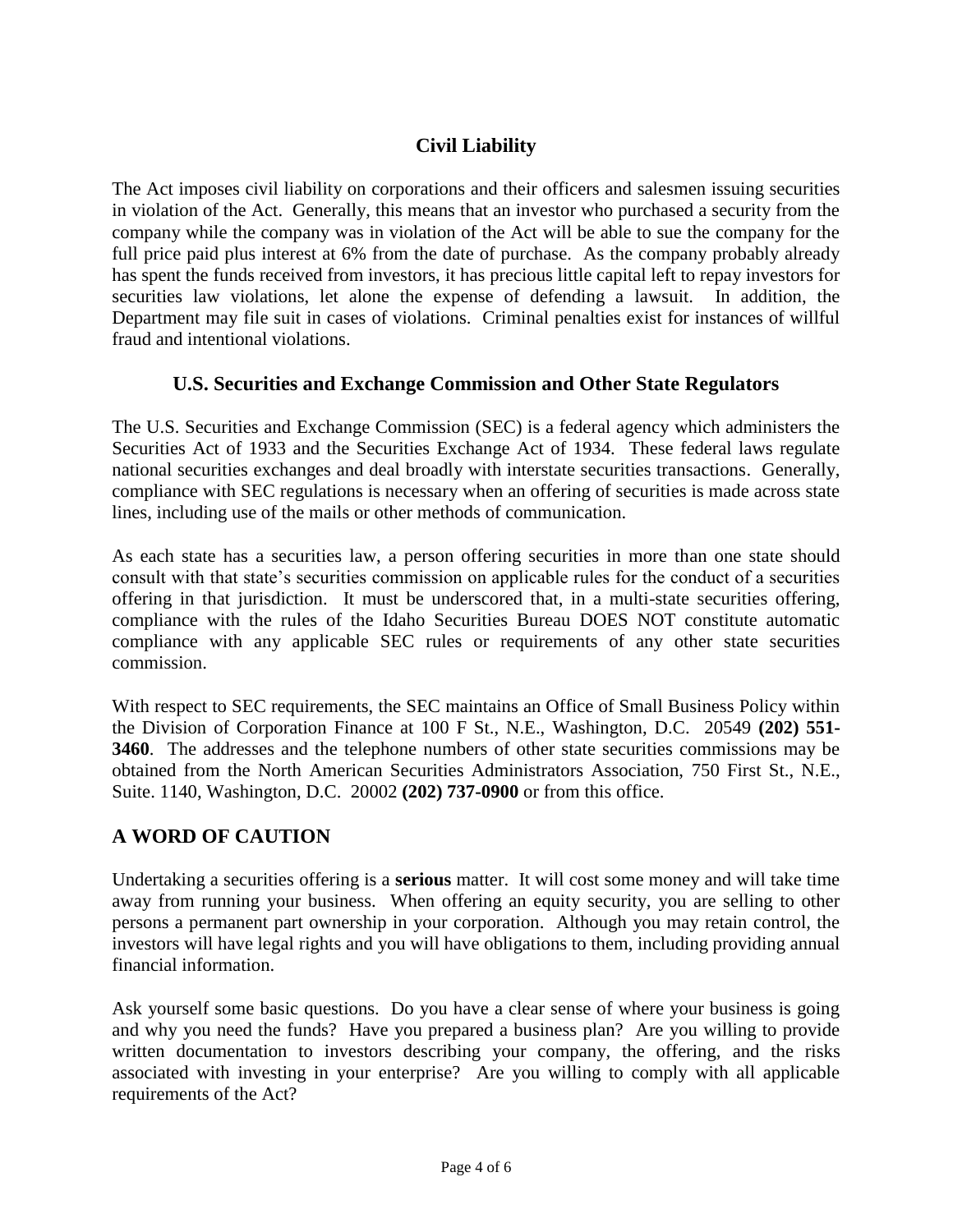## Civil Liability

The Act imposes civil liability on corporations and their officers and salesmen issuing securities in violation of the Act. Generally, this means that an investor who purchased a security from the company while the company was in violation of the Act will be able to sue the company for the full price paid plus interest at 6% from the date of purchase. As the company probably already has spent the funds received from investors, it has precious little capital left to repay investors for securities law violations, let alone the expense of defending a lawsuit. In addition, the Department may file suit in cases of violations. Criminal penalties exist for instances of willful fraud and intentional violations.

## U.S. Securities and Exchange Commission and Other State Regulators

The U.S. Securities and Exchange Commission (SEC) is a federal agency which administers the Securities Act of 1933 and the Securities Exchange Act of 1934. These federal laws regulate national securities exchanges and deal broadly with interstate securities transactions. Generally, compliance with SEC regulations is necessary when an offering of securities is made across state lines, including use of the mails or other methods of communication.

As each state has a securities law, a person offering securities in more than one state should consult with that state's securities commission on applicable rules for the conduct of a securities offering in that jurisdiction. It must be underscored that, in a multi-state securities offering, compliance with the rules of the Idaho Securities Bureau DOES NOT constitute automatic compliance with any applicable SEC rules or requirements of any other state securities commission.

With respect to SEC requirements, the SEC maintains an Office of Small Business Policy within the Division of Corporation Finance at 100 F St., N.E., Washington, D.C. 20549 **(202) 551-3460**. The addresses and the telephone numbers of other state securities commissions may be obtained from the North American Securities Administrators Association, 750 First St., N.E., Suite. 1140, Washington, D.C. 20002 **(202) 737-0900** or from this office.

## A WORD OF CAUTION

Undertaking a securities offering is a **serious** matter. It will cost some money and will take time away from running your business. When offering an equity security, you are selling to other persons a permanent part ownership in your corporation. Although you may retain control, the investors will have legal rights and you will have obligations to them, including providing annual financial information.

Ask yourself some basic questions. Do you have a clear sense of where your business is going and why you need the funds? Have you prepared a business plan? Are you willing to provide written documentation to investors describing your company, the offering, and the risks associated with investing in your enterprise? Are you willing to comply with all applicable requirements of the Act?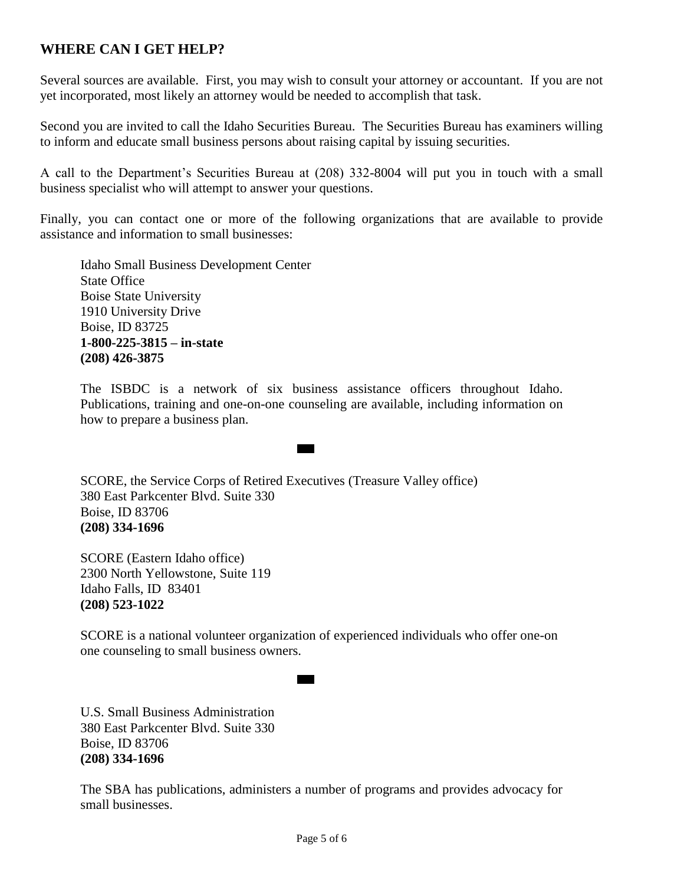## WHERE CAN I GET HELP?

Several sources are available. First, you may wish to consult your attorney or accountant. If you are not yet incorporated, most likely an attorney would be needed to accomplish that task.

Second you are invited to call the Idaho Securities Bureau. The Securities Bureau has examiners willing to inform and educate small business persons about raising capital by issuing securities.

A call to the Department's Securities Bureau at (208) 332-8004 will put you in touch with a small business specialist who will attempt to answer your questions.

Finally, you can contact one or more of the following organizations that are available to provide assistance and information to small businesses:

Idaho Small Business Development Center
State Office
Boise State University
1910 University Drive
Boise, ID 83725
**1-800-225-3815 – in-state**
**(208) 426-3875**

The ISBDC is a network of six business assistance officers throughout Idaho. Publications, training and one-on-one counseling are available, including information on how to prepare a business plan.

SCORE, the Service Corps of Retired Executives (Treasure Valley office)
380 East Parkcenter Blvd. Suite 330
Boise, ID 83706
**(208) 334-1696**

SCORE (Eastern Idaho office)
2300 North Yellowstone, Suite 119
Idaho Falls, ID 83401
**(208) 523-1022**

SCORE is a national volunteer organization of experienced individuals who offer one-on one counseling to small business owners.

U.S. Small Business Administration
380 East Parkcenter Blvd. Suite 330
Boise, ID 83706
**(208) 334-1696**

The SBA has publications, administers a number of programs and provides advocacy for small businesses.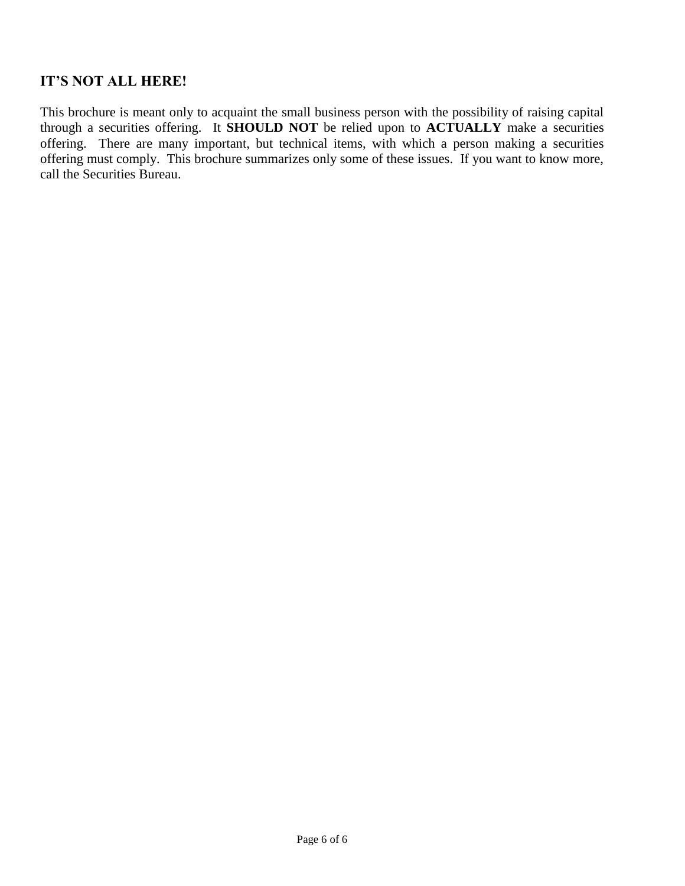## IT'S NOT ALL HERE!

This brochure is meant only to acquaint the small business person with the possibility of raising capital through a securities offering. It **SHOULD NOT** be relied upon to **ACTUALLY** make a securities offering. There are many important, but technical items, with which a person making a securities offering must comply. This brochure summarizes only some of these issues. If you want to know more, call the Securities Bureau.